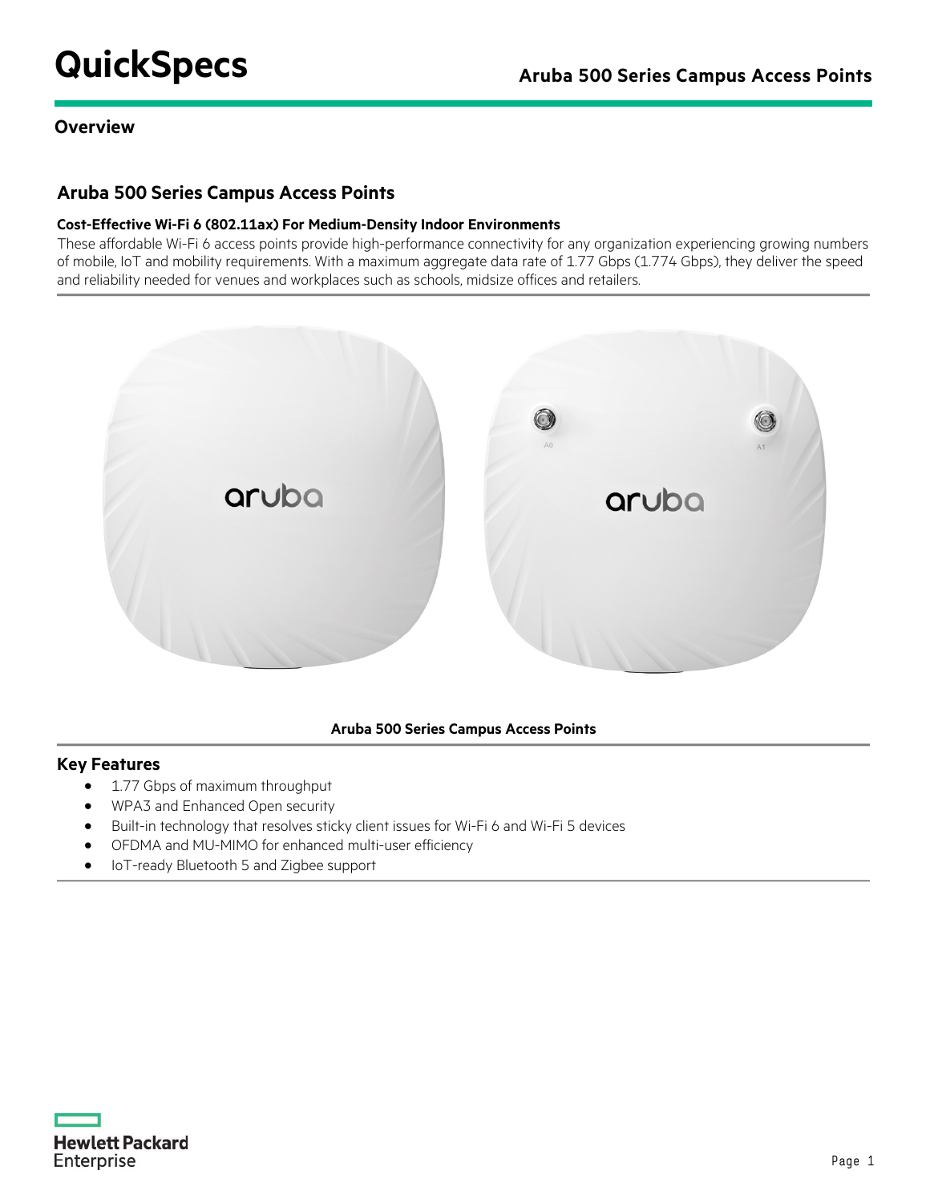# QuickSpecs

## Overview

## Aruba 500 Series Campus Access Points

**Cost-Effective Wi-Fi 6 (802.11ax) For Medium-Density Indoor Environments**

These affordable Wi-Fi 6 access points provide high-performance connectivity for any organization experiencing growing numbers of mobile, IoT and mobility requirements. With a maximum aggregate data rate of 1.77 Gbps (1.774 Gbps), they deliver the speed and reliability needed for venues and workplaces such as schools, midsize offices and retailers.

**Aruba 500 Series Campus Access Points**

### Key Features

- 1.77 Gbps of maximum throughput
- WPA3 and Enhanced Open security
- Built-in technology that resolves sticky client issues for Wi-Fi 6 and Wi-Fi 5 devices
- OFDMA and MU-MIMO for enhanced multi-user efficiency
- IoT-ready Bluetooth 5 and Zigbee support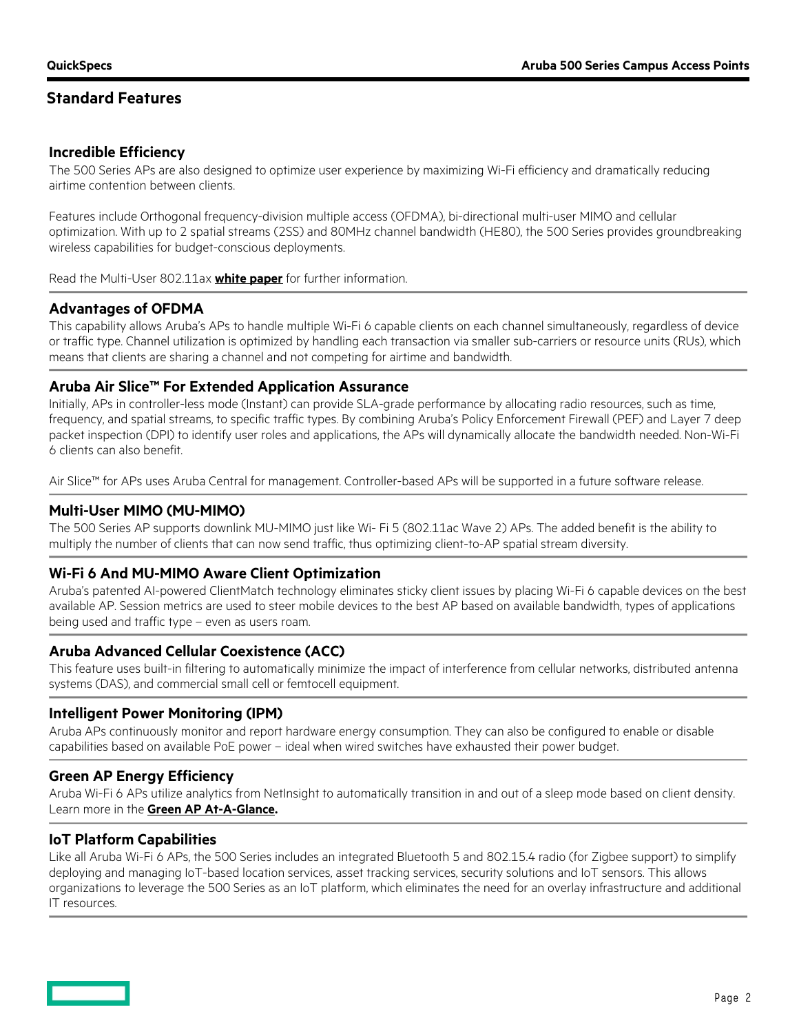## Standard Features

### Incredible Efficiency

The 500 Series APs are also designed to optimize user experience by maximizing Wi-Fi efficiency and dramatically reducing airtime contention between clients.

Features include Orthogonal frequency-division multiple access (OFDMA), bi-directional multi-user MIMO and cellular optimization. With up to 2 spatial streams (2SS) and 80MHz channel bandwidth (HE80), the 500 Series provides groundbreaking wireless capabilities for budget-conscious deployments.

Read the Multi-User 802.11ax **white paper** for further information.

### Advantages of OFDMA

This capability allows Aruba's APs to handle multiple Wi-Fi 6 capable clients on each channel simultaneously, regardless of device or traffic type. Channel utilization is optimized by handling each transaction via smaller sub-carriers or resource units (RUs), which means that clients are sharing a channel and not competing for airtime and bandwidth.

### Aruba Air Slice™ For Extended Application Assurance

Initially, APs in controller-less mode (Instant) can provide SLA-grade performance by allocating radio resources, such as time, frequency, and spatial streams, to specific traffic types. By combining Aruba's Policy Enforcement Firewall (PEF) and Layer 7 deep packet inspection (DPI) to identify user roles and applications, the APs will dynamically allocate the bandwidth needed. Non-Wi-Fi 6 clients can also benefit.

Air Slice™ for APs uses Aruba Central for management. Controller-based APs will be supported in a future software release.

### Multi-User MIMO (MU-MIMO)

The 500 Series AP supports downlink MU-MIMO just like Wi- Fi 5 (802.11ac Wave 2) APs. The added benefit is the ability to multiply the number of clients that can now send traffic, thus optimizing client-to-AP spatial stream diversity.

### Wi-Fi 6 And MU-MIMO Aware Client Optimization

Aruba's patented AI-powered ClientMatch technology eliminates sticky client issues by placing Wi-Fi 6 capable devices on the best available AP. Session metrics are used to steer mobile devices to the best AP based on available bandwidth, types of applications being used and traffic type – even as users roam.

### Aruba Advanced Cellular Coexistence (ACC)

This feature uses built-in filtering to automatically minimize the impact of interference from cellular networks, distributed antenna systems (DAS), and commercial small cell or femtocell equipment.

### Intelligent Power Monitoring (IPM)

Aruba APs continuously monitor and report hardware energy consumption. They can also be configured to enable or disable capabilities based on available PoE power – ideal when wired switches have exhausted their power budget.

### Green AP Energy Efficiency

Aruba Wi-Fi 6 APs utilize analytics from NetInsight to automatically transition in and out of a sleep mode based on client density. Learn more in the **Green AP At-A-Glance.**

### IoT Platform Capabilities

Like all Aruba Wi-Fi 6 APs, the 500 Series includes an integrated Bluetooth 5 and 802.15.4 radio (for Zigbee support) to simplify deploying and managing IoT-based location services, asset tracking services, security solutions and IoT sensors. This allows organizations to leverage the 500 Series as an IoT platform, which eliminates the need for an overlay infrastructure and additional IT resources.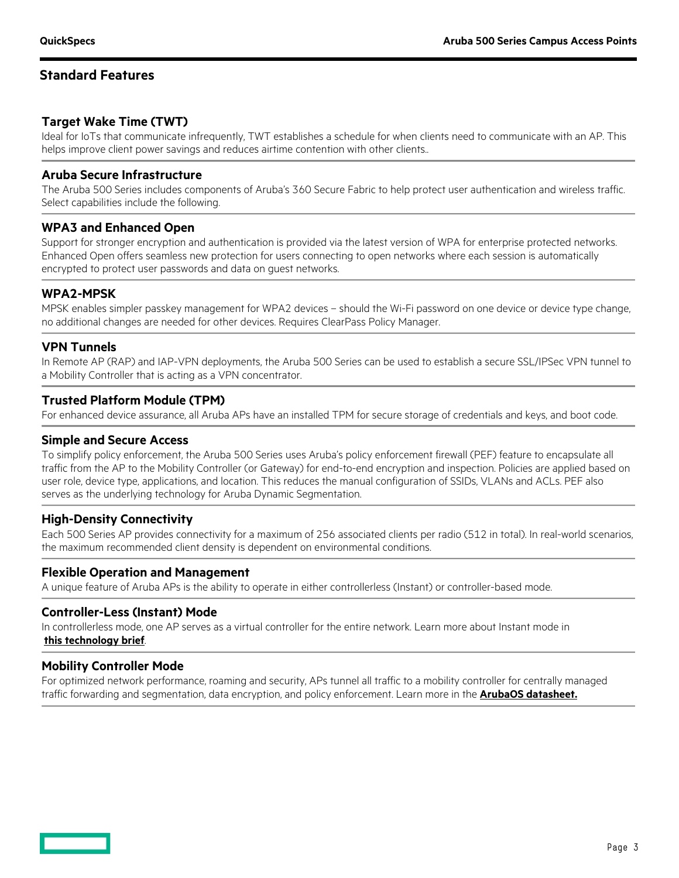## Standard Features

### Target Wake Time (TWT)

Ideal for IoTs that communicate infrequently, TWT establishes a schedule for when clients need to communicate with an AP. This helps improve client power savings and reduces airtime contention with other clients..

### Aruba Secure Infrastructure

The Aruba 500 Series includes components of Aruba's 360 Secure Fabric to help protect user authentication and wireless traffic. Select capabilities include the following.

### WPA3 and Enhanced Open

Support for stronger encryption and authentication is provided via the latest version of WPA for enterprise protected networks. Enhanced Open offers seamless new protection for users connecting to open networks where each session is automatically encrypted to protect user passwords and data on guest networks.

### WPA2-MPSK

MPSK enables simpler passkey management for WPA2 devices – should the Wi-Fi password on one device or device type change, no additional changes are needed for other devices. Requires ClearPass Policy Manager.

### VPN Tunnels

In Remote AP (RAP) and IAP-VPN deployments, the Aruba 500 Series can be used to establish a secure SSL/IPSec VPN tunnel to a Mobility Controller that is acting as a VPN concentrator.

### Trusted Platform Module (TPM)

For enhanced device assurance, all Aruba APs have an installed TPM for secure storage of credentials and keys, and boot code.

### Simple and Secure Access

To simplify policy enforcement, the Aruba 500 Series uses Aruba's policy enforcement firewall (PEF) feature to encapsulate all traffic from the AP to the Mobility Controller (or Gateway) for end-to-end encryption and inspection. Policies are applied based on user role, device type, applications, and location. This reduces the manual configuration of SSIDs, VLANs and ACLs. PEF also serves as the underlying technology for Aruba Dynamic Segmentation.

### High-Density Connectivity

Each 500 Series AP provides connectivity for a maximum of 256 associated clients per radio (512 in total). In real-world scenarios, the maximum recommended client density is dependent on environmental conditions.

### Flexible Operation and Management

A unique feature of Aruba APs is the ability to operate in either controllerless (Instant) or controller-based mode.

### Controller-Less (Instant) Mode

In controllerless mode, one AP serves as a virtual controller for the entire network. Learn more about Instant mode in **this technology brief**.

### Mobility Controller Mode

For optimized network performance, roaming and security, APs tunnel all traffic to a mobility controller for centrally managed traffic forwarding and segmentation, data encryption, and policy enforcement. Learn more in the **ArubaOS datasheet.**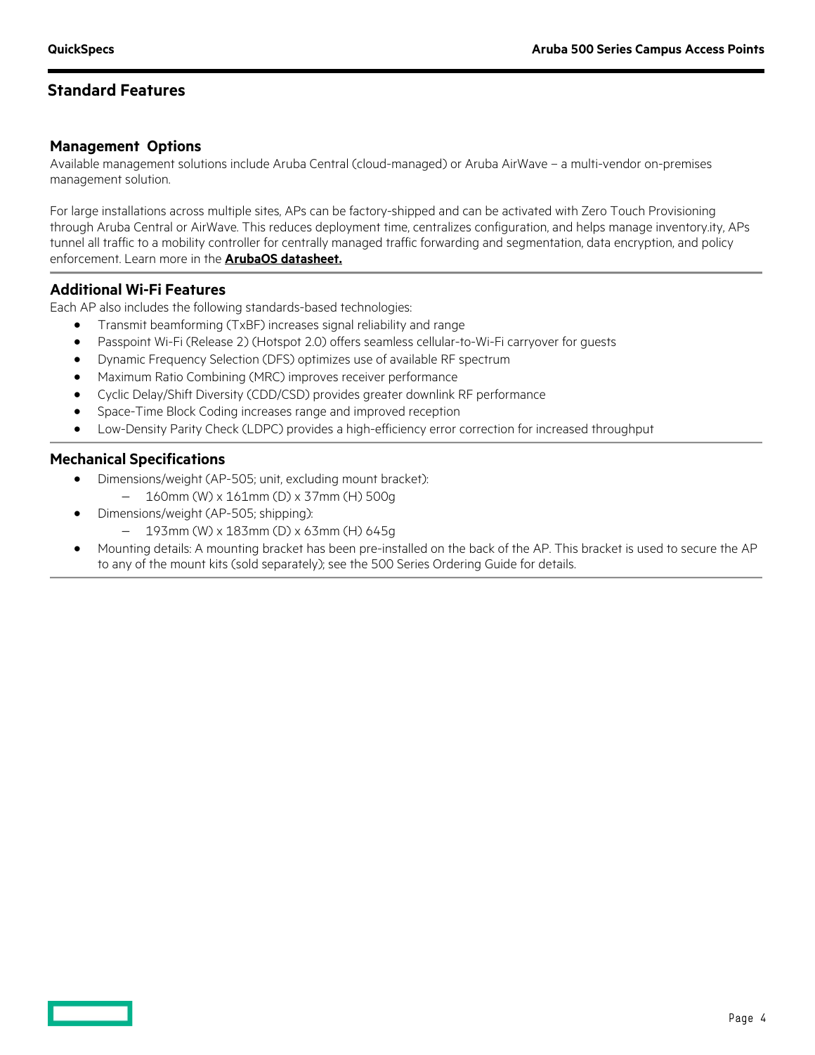## Standard Features

### Management Options

Available management solutions include Aruba Central (cloud-managed) or Aruba AirWave – a multi-vendor on-premises management solution.

For large installations across multiple sites, APs can be factory-shipped and can be activated with Zero Touch Provisioning through Aruba Central or AirWave. This reduces deployment time, centralizes configuration, and helps manage inventory.ity, APs tunnel all traffic to a mobility controller for centrally managed traffic forwarding and segmentation, data encryption, and policy enforcement. Learn more in the **ArubaOS datasheet.**

### Additional Wi-Fi Features

Each AP also includes the following standards-based technologies:

- Transmit beamforming (TxBF) increases signal reliability and range
- Passpoint Wi-Fi (Release 2) (Hotspot 2.0) offers seamless cellular-to-Wi-Fi carryover for guests
- Dynamic Frequency Selection (DFS) optimizes use of available RF spectrum
- Maximum Ratio Combining (MRC) improves receiver performance
- Cyclic Delay/Shift Diversity (CDD/CSD) provides greater downlink RF performance
- Space-Time Block Coding increases range and improved reception
- Low-Density Parity Check (LDPC) provides a high-efficiency error correction for increased throughput

### Mechanical Specifications

- Dimensions/weight (AP-505; unit, excluding mount bracket):
  - 160mm (W) x 161mm (D) x 37mm (H) 500g
- Dimensions/weight (AP-505; shipping):
  - 193mm (W) x 183mm (D) x 63mm (H) 645g
- Mounting details: A mounting bracket has been pre-installed on the back of the AP. This bracket is used to secure the AP to any of the mount kits (sold separately); see the 500 Series Ordering Guide for details.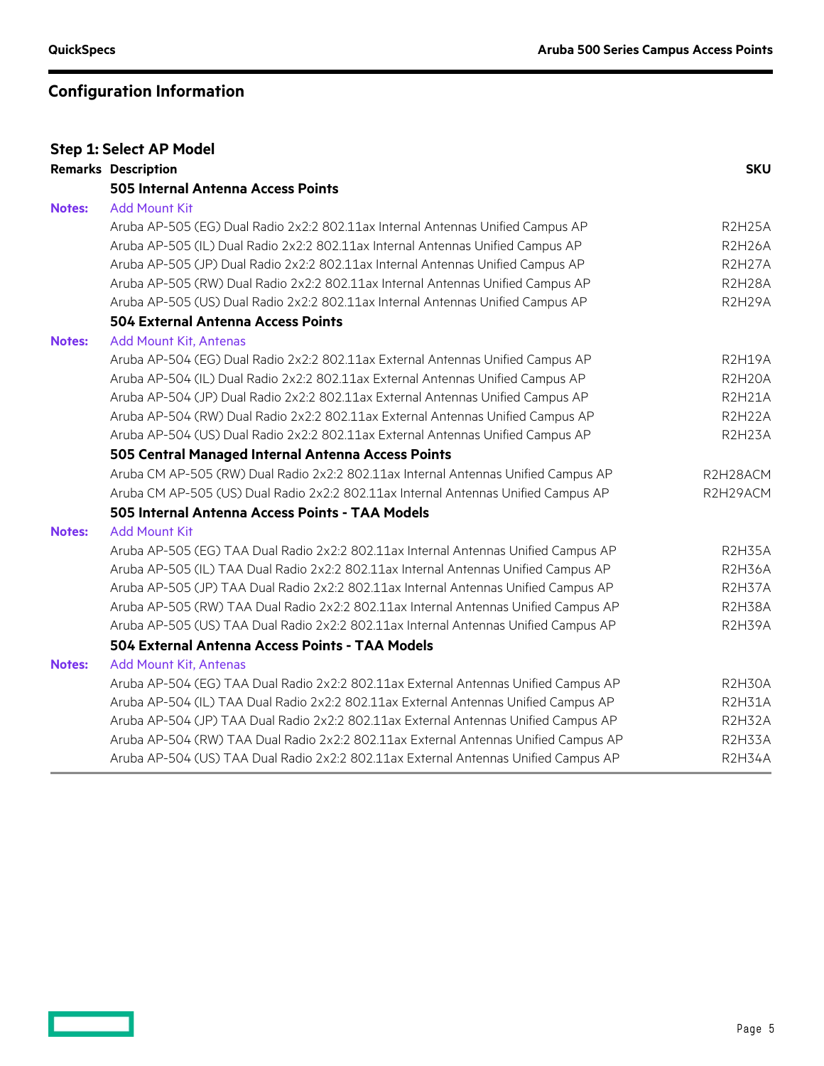## Configuration Information

### Step 1: Select AP Model

| Remarks | Description | SKU |
|---|---|---|
| | **505 Internal Antenna Access Points** | |
| **Notes:** | Add Mount Kit | |
| | Aruba AP-505 (EG) Dual Radio 2x2:2 802.11ax Internal Antennas Unified Campus AP | R2H25A |
| | Aruba AP-505 (IL) Dual Radio 2x2:2 802.11ax Internal Antennas Unified Campus AP | R2H26A |
| | Aruba AP-505 (JP) Dual Radio 2x2:2 802.11ax Internal Antennas Unified Campus AP | R2H27A |
| | Aruba AP-505 (RW) Dual Radio 2x2:2 802.11ax Internal Antennas Unified Campus AP | R2H28A |
| | Aruba AP-505 (US) Dual Radio 2x2:2 802.11ax Internal Antennas Unified Campus AP | R2H29A |
| | **504 External Antenna Access Points** | |
| **Notes:** | Add Mount Kit, Antenas | |
| | Aruba AP-504 (EG) Dual Radio 2x2:2 802.11ax External Antennas Unified Campus AP | R2H19A |
| | Aruba AP-504 (IL) Dual Radio 2x2:2 802.11ax External Antennas Unified Campus AP | R2H20A |
| | Aruba AP-504 (JP) Dual Radio 2x2:2 802.11ax External Antennas Unified Campus AP | R2H21A |
| | Aruba AP-504 (RW) Dual Radio 2x2:2 802.11ax External Antennas Unified Campus AP | R2H22A |
| | Aruba AP-504 (US) Dual Radio 2x2:2 802.11ax External Antennas Unified Campus AP | R2H23A |
| | **505 Central Managed Internal Antenna Access Points** | |
| | Aruba CM AP-505 (RW) Dual Radio 2x2:2 802.11ax Internal Antennas Unified Campus AP | R2H28ACM |
| | Aruba CM AP-505 (US) Dual Radio 2x2:2 802.11ax Internal Antennas Unified Campus AP | R2H29ACM |
| | **505 Internal Antenna Access Points - TAA Models** | |
| **Notes:** | Add Mount Kit | |
| | Aruba AP-505 (EG) TAA Dual Radio 2x2:2 802.11ax Internal Antennas Unified Campus AP | R2H35A |
| | Aruba AP-505 (IL) TAA Dual Radio 2x2:2 802.11ax Internal Antennas Unified Campus AP | R2H36A |
| | Aruba AP-505 (JP) TAA Dual Radio 2x2:2 802.11ax Internal Antennas Unified Campus AP | R2H37A |
| | Aruba AP-505 (RW) TAA Dual Radio 2x2:2 802.11ax Internal Antennas Unified Campus AP | R2H38A |
| | Aruba AP-505 (US) TAA Dual Radio 2x2:2 802.11ax Internal Antennas Unified Campus AP | R2H39A |
| | **504 External Antenna Access Points - TAA Models** | |
| **Notes:** | Add Mount Kit, Antenas | |
| | Aruba AP-504 (EG) TAA Dual Radio 2x2:2 802.11ax External Antennas Unified Campus AP | R2H30A |
| | Aruba AP-504 (IL) TAA Dual Radio 2x2:2 802.11ax External Antennas Unified Campus AP | R2H31A |
| | Aruba AP-504 (JP) TAA Dual Radio 2x2:2 802.11ax External Antennas Unified Campus AP | R2H32A |
| | Aruba AP-504 (RW) TAA Dual Radio 2x2:2 802.11ax External Antennas Unified Campus AP | R2H33A |
| | Aruba AP-504 (US) TAA Dual Radio 2x2:2 802.11ax External Antennas Unified Campus AP | R2H34A |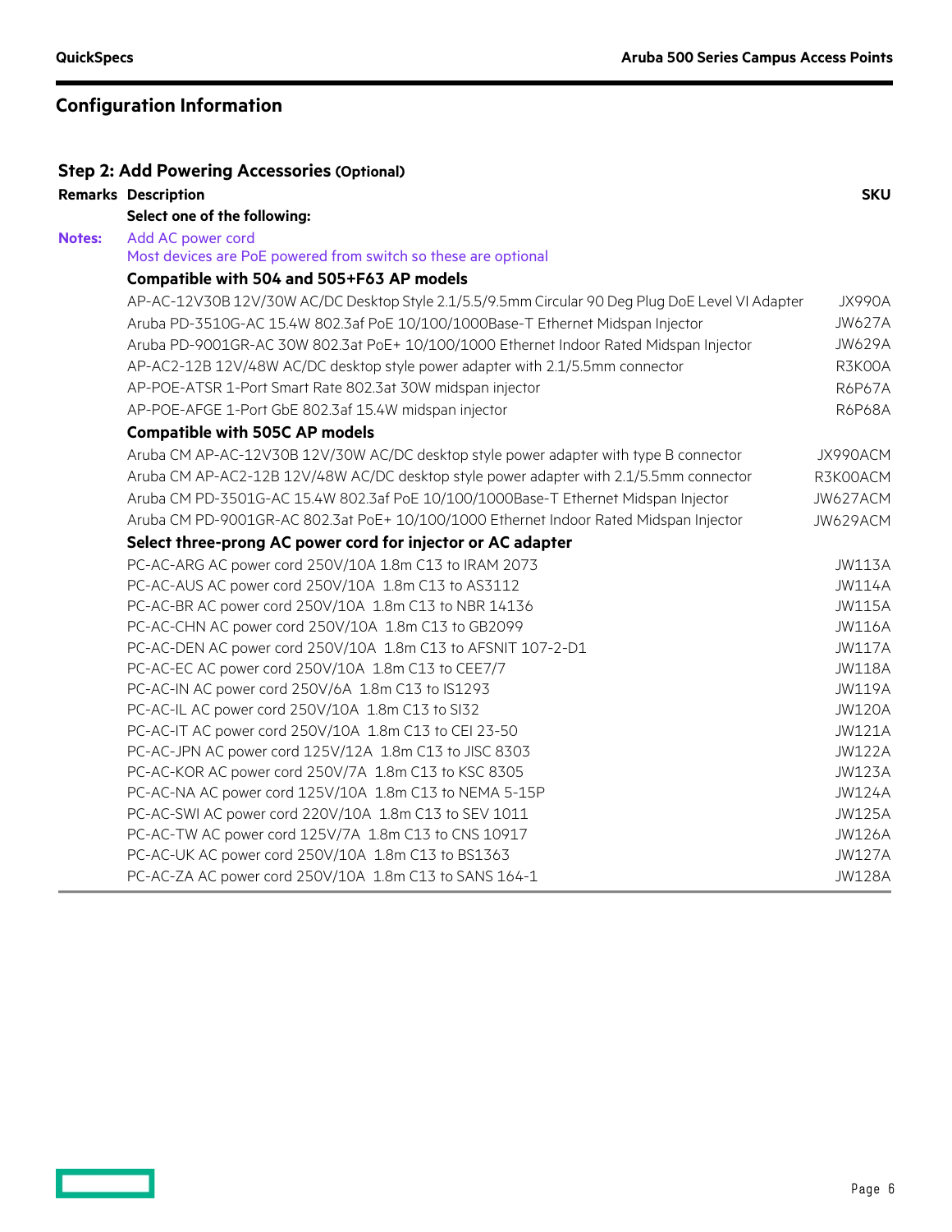## Configuration Information

### Step 2: Add Powering Accessories (Optional)

| Remarks | Description | SKU |
|---|---|---|
| | **Select one of the following:** | |
| **Notes:** | Add AC power cord<br>Most devices are PoE powered from switch so these are optional | |
| | **Compatible with 504 and 505+F63 AP models** | |
| | AP-AC-12V30B 12V/30W AC/DC Desktop Style 2.1/5.5/9.5mm Circular 90 Deg Plug DoE Level VI Adapter | JX990A |
| | Aruba PD-3510G-AC 15.4W 802.3af PoE 10/100/1000Base-T Ethernet Midspan Injector | JW627A |
| | Aruba PD-9001GR-AC 30W 802.3at PoE+ 10/100/1000 Ethernet Indoor Rated Midspan Injector | JW629A |
| | AP-AC2-12B 12V/48W AC/DC desktop style power adapter with 2.1/5.5mm connector | R3K00A |
| | AP-POE-ATSR 1-Port Smart Rate 802.3at 30W midspan injector | R6P67A |
| | AP-POE-AFGE 1-Port GbE 802.3af 15.4W midspan injector | R6P68A |
| | **Compatible with 505C AP models** | |
| | Aruba CM AP-AC-12V30B 12V/30W AC/DC desktop style power adapter with type B connector | JX990ACM |
| | Aruba CM AP-AC2-12B 12V/48W AC/DC desktop style power adapter with 2.1/5.5mm connector | R3K00ACM |
| | Aruba CM PD-3501G-AC 15.4W 802.3af PoE 10/100/1000Base-T Ethernet Midspan Injector | JW627ACM |
| | Aruba CM PD-9001GR-AC 802.3at PoE+ 10/100/1000 Ethernet Indoor Rated Midspan Injector | JW629ACM |
| | **Select three-prong AC power cord for injector or AC adapter** | |
| | PC-AC-ARG AC power cord 250V/10A 1.8m C13 to IRAM 2073 | JW113A |
| | PC-AC-AUS AC power cord 250V/10A 1.8m C13 to AS3112 | JW114A |
| | PC-AC-BR AC power cord 250V/10A 1.8m C13 to NBR 14136 | JW115A |
| | PC-AC-CHN AC power cord 250V/10A 1.8m C13 to GB2099 | JW116A |
| | PC-AC-DEN AC power cord 250V/10A 1.8m C13 to AFSNIT 107-2-D1 | JW117A |
| | PC-AC-EC AC power cord 250V/10A 1.8m C13 to CEE7/7 | JW118A |
| | PC-AC-IN AC power cord 250V/6A 1.8m C13 to IS1293 | JW119A |
| | PC-AC-IL AC power cord 250V/10A 1.8m C13 to SI32 | JW120A |
| | PC-AC-IT AC power cord 250V/10A 1.8m C13 to CEI 23-50 | JW121A |
| | PC-AC-JPN AC power cord 125V/12A 1.8m C13 to JISC 8303 | JW122A |
| | PC-AC-KOR AC power cord 250V/7A 1.8m C13 to KSC 8305 | JW123A |
| | PC-AC-NA AC power cord 125V/10A 1.8m C13 to NEMA 5-15P | JW124A |
| | PC-AC-SWI AC power cord 220V/10A 1.8m C13 to SEV 1011 | JW125A |
| | PC-AC-TW AC power cord 125V/7A 1.8m C13 to CNS 10917 | JW126A |
| | PC-AC-UK AC power cord 250V/10A 1.8m C13 to BS1363 | JW127A |
| | PC-AC-ZA AC power cord 250V/10A 1.8m C13 to SANS 164-1 | JW128A |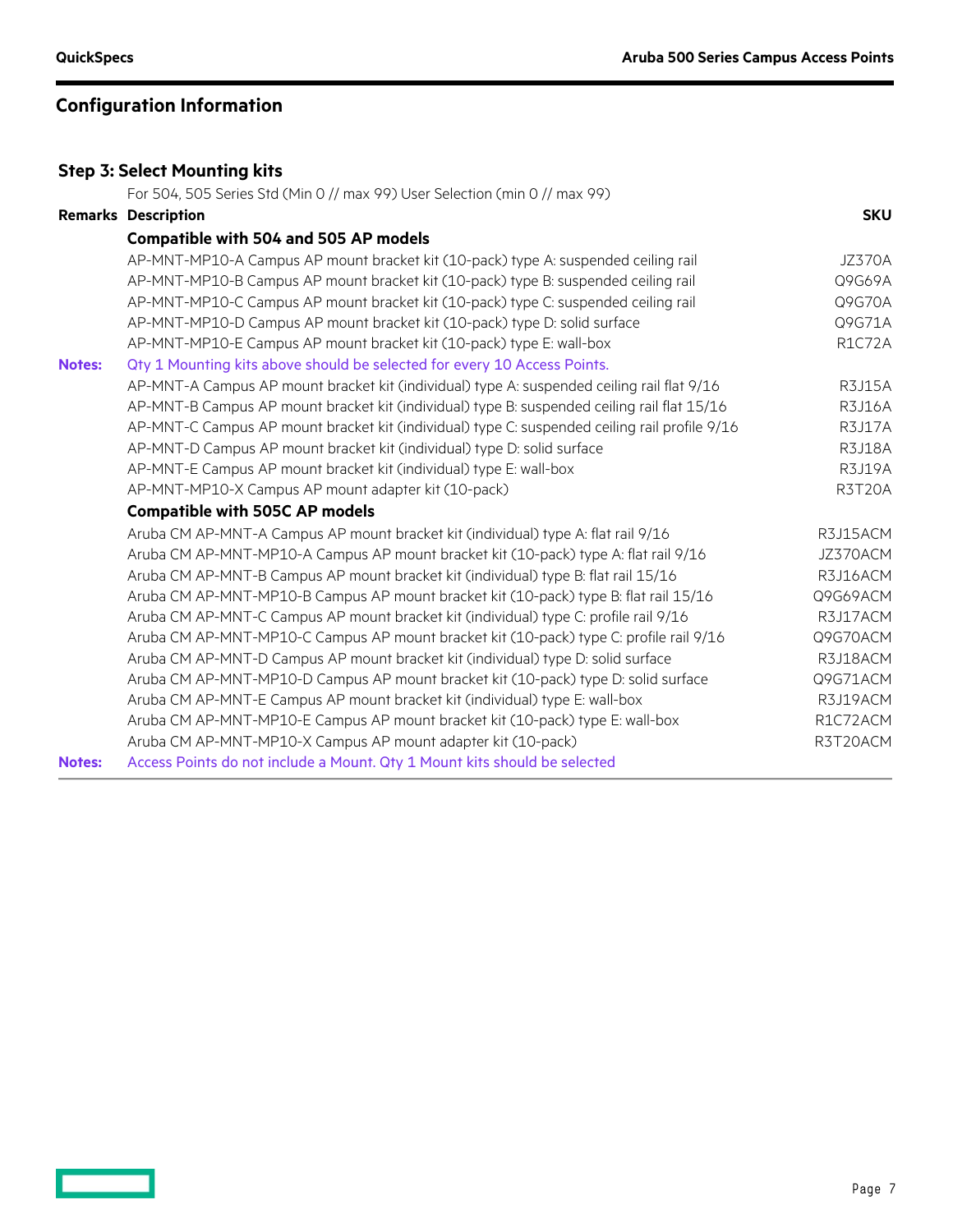## Configuration Information

### Step 3: Select Mounting kits

For 504, 505 Series Std (Min 0 // max 99) User Selection (min 0 // max 99)

| Remarks | Description | SKU |
|---|---|---|
| | **Compatible with 504 and 505 AP models** | |
| | AP-MNT-MP10-A Campus AP mount bracket kit (10-pack) type A: suspended ceiling rail | JZ370A |
| | AP-MNT-MP10-B Campus AP mount bracket kit (10-pack) type B: suspended ceiling rail | Q9G69A |
| | AP-MNT-MP10-C Campus AP mount bracket kit (10-pack) type C: suspended ceiling rail | Q9G70A |
| | AP-MNT-MP10-D Campus AP mount bracket kit (10-pack) type D: solid surface | Q9G71A |
| | AP-MNT-MP10-E Campus AP mount bracket kit (10-pack) type E: wall-box | R1C72A |
| **Notes:** | Qty 1 Mounting kits above should be selected for every 10 Access Points. | |
| | AP-MNT-A Campus AP mount bracket kit (individual) type A: suspended ceiling rail flat 9/16 | R3J15A |
| | AP-MNT-B Campus AP mount bracket kit (individual) type B: suspended ceiling rail flat 15/16 | R3J16A |
| | AP-MNT-C Campus AP mount bracket kit (individual) type C: suspended ceiling rail profile 9/16 | R3J17A |
| | AP-MNT-D Campus AP mount bracket kit (individual) type D: solid surface | R3J18A |
| | AP-MNT-E Campus AP mount bracket kit (individual) type E: wall-box | R3J19A |
| | AP-MNT-MP10-X Campus AP mount adapter kit (10-pack) | R3T20A |
| | **Compatible with 505C AP models** | |
| | Aruba CM AP-MNT-A Campus AP mount bracket kit (individual) type A: flat rail 9/16 | R3J15ACM |
| | Aruba CM AP-MNT-MP10-A Campus AP mount bracket kit (10-pack) type A: flat rail 9/16 | JZ370ACM |
| | Aruba CM AP-MNT-B Campus AP mount bracket kit (individual) type B: flat rail 15/16 | R3J16ACM |
| | Aruba CM AP-MNT-MP10-B Campus AP mount bracket kit (10-pack) type B: flat rail 15/16 | Q9G69ACM |
| | Aruba CM AP-MNT-C Campus AP mount bracket kit (individual) type C: profile rail 9/16 | R3J17ACM |
| | Aruba CM AP-MNT-MP10-C Campus AP mount bracket kit (10-pack) type C: profile rail 9/16 | Q9G70ACM |
| | Aruba CM AP-MNT-D Campus AP mount bracket kit (individual) type D: solid surface | R3J18ACM |
| | Aruba CM AP-MNT-MP10-D Campus AP mount bracket kit (10-pack) type D: solid surface | Q9G71ACM |
| | Aruba CM AP-MNT-E Campus AP mount bracket kit (individual) type E: wall-box | R3J19ACM |
| | Aruba CM AP-MNT-MP10-E Campus AP mount bracket kit (10-pack) type E: wall-box | R1C72ACM |
| | Aruba CM AP-MNT-MP10-X Campus AP mount adapter kit (10-pack) | R3T20ACM |
| **Notes:** | Access Points do not include a Mount. Qty 1 Mount kits should be selected | |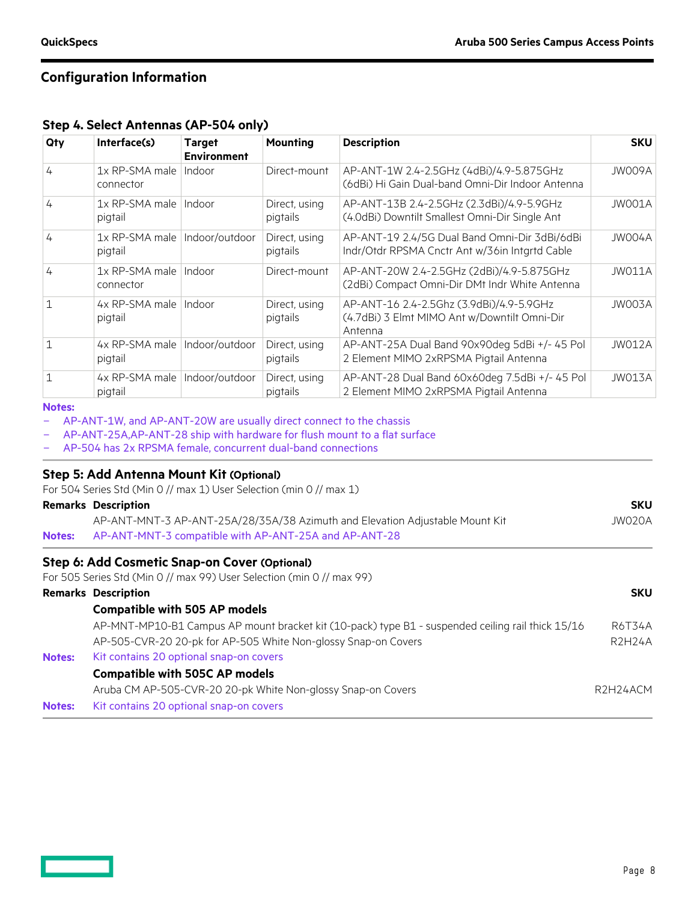## Configuration Information

### Step 4. Select Antennas (AP-504 only)

| Qty | Interface(s) | Target Environment | Mounting | Description | SKU |
|---|---|---|---|---|---|
| 4 | 1x RP-SMA male connector | Indoor | Direct-mount | AP-ANT-1W 2.4-2.5GHz (4dBi)/4.9-5.875GHz (6dBi) Hi Gain Dual-band Omni-Dir Indoor Antenna | JW009A |
| 4 | 1x RP-SMA male pigtail | Indoor | Direct, using pigtails | AP-ANT-13B 2.4-2.5GHz (2.3dBi)/4.9-5.9GHz (4.0dBi) Downtilt Smallest Omni-Dir Single Ant | JW001A |
| 4 | 1x RP-SMA male pigtail | Indoor/outdoor | Direct, using pigtails | AP-ANT-19 2.4/5G Dual Band Omni-Dir 3dBi/6dBi Indr/Otdr RPSMA Cnctr Ant w/36in Intgrtd Cable | JW004A |
| 4 | 1x RP-SMA male connector | Indoor | Direct-mount | AP-ANT-20W 2.4-2.5GHz (2dBi)/4.9-5.875GHz (2dBi) Compact Omni-Dir DMt Indr White Antenna | JW011A |
| 1 | 4x RP-SMA male pigtail | Indoor | Direct, using pigtails | AP-ANT-16 2.4-2.5Ghz (3.9dBi)/4.9-5.9GHz (4.7dBi) 3 Elmt MIMO Ant w/Downtilt Omni-Dir Antenna | JW003A |
| 1 | 4x RP-SMA male pigtail | Indoor/outdoor | Direct, using pigtails | AP-ANT-25A Dual Band 90x90deg 5dBi +/- 45 Pol 2 Element MIMO 2xRPSMA Pigtail Antenna | JW012A |
| 1 | 4x RP-SMA male pigtail | Indoor/outdoor | Direct, using pigtails | AP-ANT-28 Dual Band 60x60deg 7.5dBi +/- 45 Pol 2 Element MIMO 2xRPSMA Pigtail Antenna | JW013A |

**Notes:**
- AP-ANT-1W, and AP-ANT-20W are usually direct connect to the chassis
- AP-ANT-25A,AP-ANT-28 ship with hardware for flush mount to a flat surface
- AP-504 has 2x RPSMA female, concurrent dual-band connections

### Step 5: Add Antenna Mount Kit (Optional)

For 504 Series Std (Min 0 // max 1) User Selection (min 0 // max 1)

| Remarks | Description | SKU |
|---|---|---|
| | AP-ANT-MNT-3 AP-ANT-25A/28/35A/38 Azimuth and Elevation Adjustable Mount Kit | JW020A |
| **Notes:** | AP-ANT-MNT-3 compatible with AP-ANT-25A and AP-ANT-28 | |

### Step 6: Add Cosmetic Snap-on Cover (Optional)

For 505 Series Std (Min 0 // max 99) User Selection (min 0 // max 99)

| Remarks | Description | SKU |
|---|---|---|
| | **Compatible with 505 AP models** | |
| | AP-MNT-MP10-B1 Campus AP mount bracket kit (10-pack) type B1 - suspended ceiling rail thick 15/16 | R6T34A |
| | AP-505-CVR-20 20-pk for AP-505 White Non-glossy Snap-on Covers | R2H24A |
| **Notes:** | Kit contains 20 optional snap-on covers | |
| | **Compatible with 505C AP models** | |
| | Aruba CM AP-505-CVR-20 20-pk White Non-glossy Snap-on Covers | R2H24ACM |
| **Notes:** | Kit contains 20 optional snap-on covers | |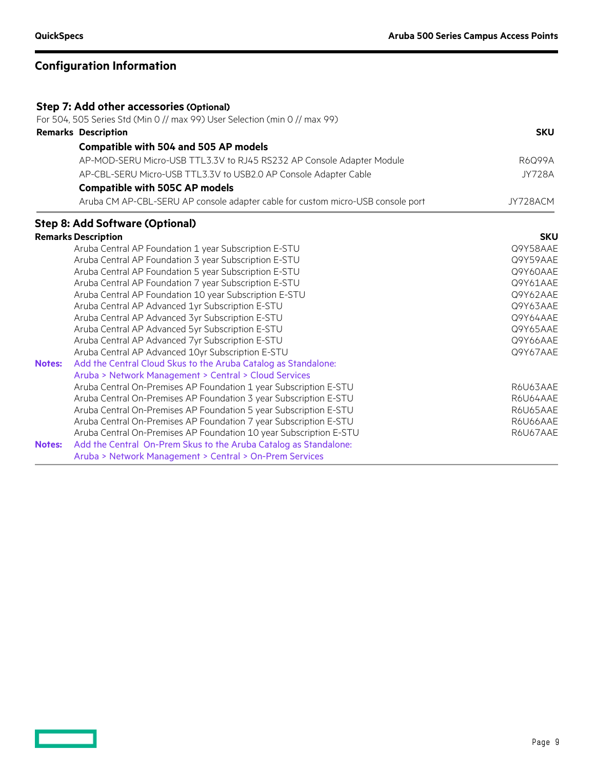## Configuration Information

### Step 7: Add other accessories (Optional)

For 504, 505 Series Std (Min 0 // max 99) User Selection (min 0 // max 99)

| Remarks | Description | SKU |
|---|---|---|
| | **Compatible with 504 and 505 AP models** | |
| | AP-MOD-SERU Micro-USB TTL3.3V to RJ45 RS232 AP Console Adapter Module | R6Q99A |
| | AP-CBL-SERU Micro-USB TTL3.3V to USB2.0 AP Console Adapter Cable | JY728A |
| | **Compatible with 505C AP models** | |
| | Aruba CM AP-CBL-SERU AP console adapter cable for custom micro-USB console port | JY728ACM |

### Step 8: Add Software (Optional)

| Remarks | Description | SKU |
|---|---|---|
| | Aruba Central AP Foundation 1 year Subscription E-STU | Q9Y58AAE |
| | Aruba Central AP Foundation 3 year Subscription E-STU | Q9Y59AAE |
| | Aruba Central AP Foundation 5 year Subscription E-STU | Q9Y60AAE |
| | Aruba Central AP Foundation 7 year Subscription E-STU | Q9Y61AAE |
| | Aruba Central AP Foundation 10 year Subscription E-STU | Q9Y62AAE |
| | Aruba Central AP Advanced 1yr Subscription E-STU | Q9Y63AAE |
| | Aruba Central AP Advanced 3yr Subscription E-STU | Q9Y64AAE |
| | Aruba Central AP Advanced 5yr Subscription E-STU | Q9Y65AAE |
| | Aruba Central AP Advanced 7yr Subscription E-STU | Q9Y66AAE |
| | Aruba Central AP Advanced 10yr Subscription E-STU | Q9Y67AAE |
| **Notes:** | Add the Central Cloud Skus to the Aruba Catalog as Standalone: Aruba > Network Management > Central > Cloud Services | |
| | Aruba Central On-Premises AP Foundation 1 year Subscription E-STU | R6U63AAE |
| | Aruba Central On-Premises AP Foundation 3 year Subscription E-STU | R6U64AAE |
| | Aruba Central On-Premises AP Foundation 5 year Subscription E-STU | R6U65AAE |
| | Aruba Central On-Premises AP Foundation 7 year Subscription E-STU | R6U66AAE |
| | Aruba Central On-Premises AP Foundation 10 year Subscription E-STU | R6U67AAE |
| **Notes:** | Add the Central On-Prem Skus to the Aruba Catalog as Standalone: Aruba > Network Management > Central > On-Prem Services | |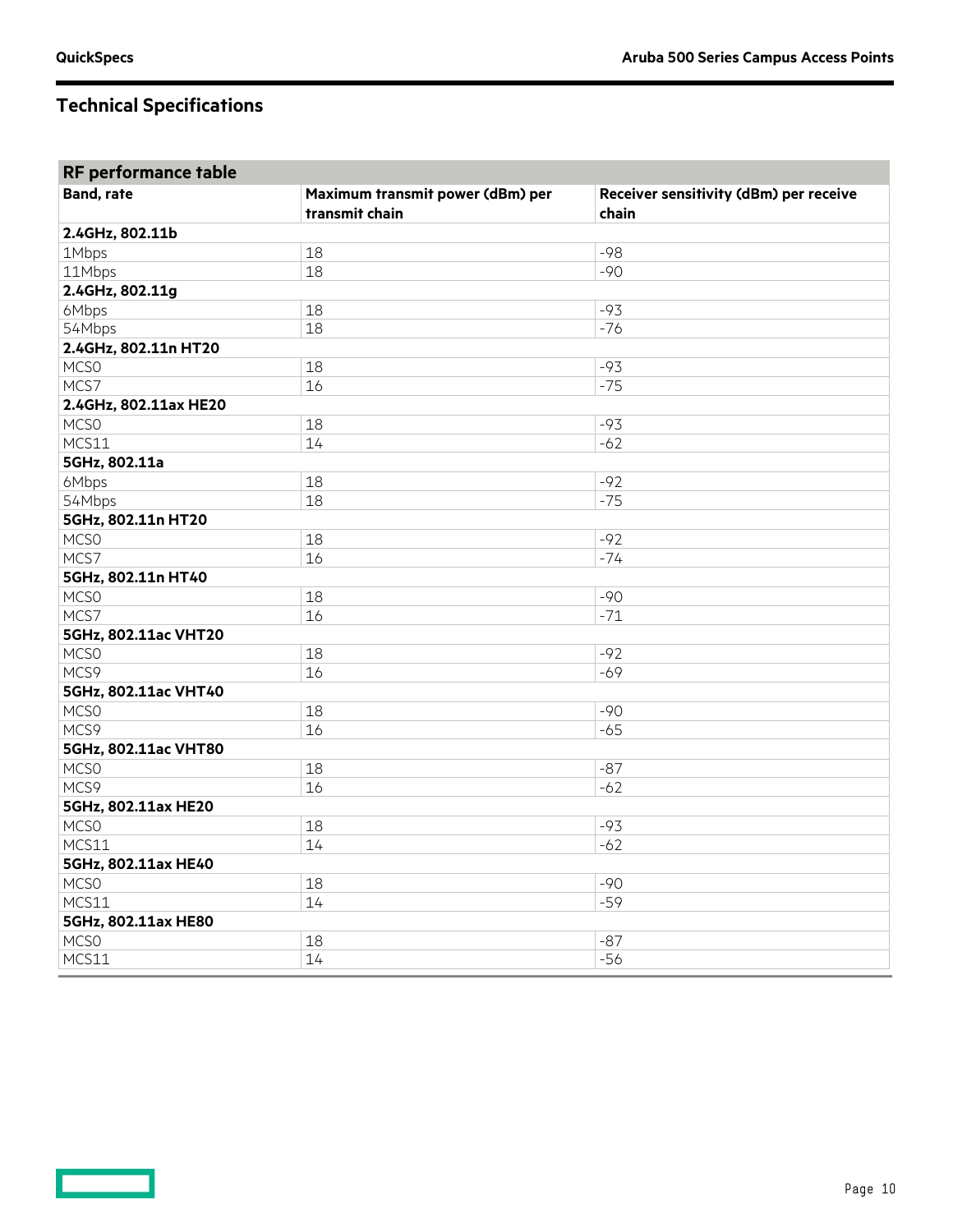## Technical Specifications

| RF performance table | | |
|---|---|---|
| **Band, rate** | **Maximum transmit power (dBm) per transmit chain** | **Receiver sensitivity (dBm) per receive chain** |
| **2.4GHz, 802.11b** | | |
| 1Mbps | 18 | -98 |
| 11Mbps | 18 | -90 |
| **2.4GHz, 802.11g** | | |
| 6Mbps | 18 | -93 |
| 54Mbps | 18 | -76 |
| **2.4GHz, 802.11n HT20** | | |
| MCS0 | 18 | -93 |
| MCS7 | 16 | -75 |
| **2.4GHz, 802.11ax HE20** | | |
| MCS0 | 18 | -93 |
| MCS11 | 14 | -62 |
| **5GHz, 802.11a** | | |
| 6Mbps | 18 | -92 |
| 54Mbps | 18 | -75 |
| **5GHz, 802.11n HT20** | | |
| MCS0 | 18 | -92 |
| MCS7 | 16 | -74 |
| **5GHz, 802.11n HT40** | | |
| MCS0 | 18 | -90 |
| MCS7 | 16 | -71 |
| **5GHz, 802.11ac VHT20** | | |
| MCS0 | 18 | -92 |
| MCS9 | 16 | -69 |
| **5GHz, 802.11ac VHT40** | | |
| MCS0 | 18 | -90 |
| MCS9 | 16 | -65 |
| **5GHz, 802.11ac VHT80** | | |
| MCS0 | 18 | -87 |
| MCS9 | 16 | -62 |
| **5GHz, 802.11ax HE20** | | |
| MCS0 | 18 | -93 |
| MCS11 | 14 | -62 |
| **5GHz, 802.11ax HE40** | | |
| MCS0 | 18 | -90 |
| MCS11 | 14 | -59 |
| **5GHz, 802.11ax HE80** | | |
| MCS0 | 18 | -87 |
| MCS11 | 14 | -56 |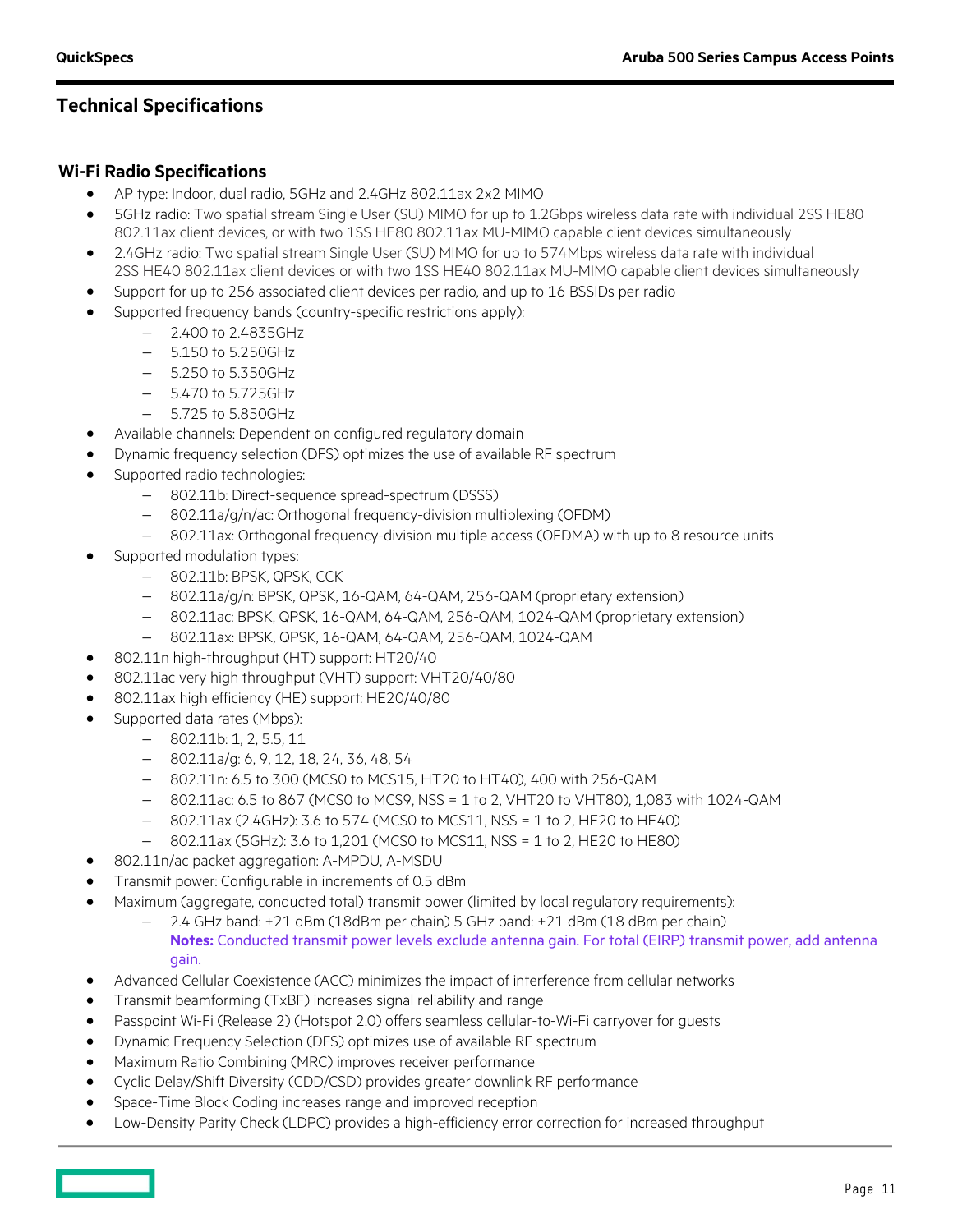## Technical Specifications

### Wi-Fi Radio Specifications

- AP type: Indoor, dual radio, 5GHz and 2.4GHz 802.11ax 2x2 MIMO
- 5GHz radio: Two spatial stream Single User (SU) MIMO for up to 1.2Gbps wireless data rate with individual 2SS HE80 802.11ax client devices, or with two 1SS HE80 802.11ax MU-MIMO capable client devices simultaneously
- 2.4GHz radio: Two spatial stream Single User (SU) MIMO for up to 574Mbps wireless data rate with individual 2SS HE40 802.11ax client devices or with two 1SS HE40 802.11ax MU-MIMO capable client devices simultaneously
- Support for up to 256 associated client devices per radio, and up to 16 BSSIDs per radio
- Supported frequency bands (country-specific restrictions apply):
  - 2.400 to 2.4835GHz
  - 5.150 to 5.250GHz
  - 5.250 to 5.350GHz
  - 5.470 to 5.725GHz
  - 5.725 to 5.850GHz
- Available channels: Dependent on configured regulatory domain
- Dynamic frequency selection (DFS) optimizes the use of available RF spectrum
- Supported radio technologies:
  - 802.11b: Direct-sequence spread-spectrum (DSSS)
  - 802.11a/g/n/ac: Orthogonal frequency-division multiplexing (OFDM)
  - 802.11ax: Orthogonal frequency-division multiple access (OFDMA) with up to 8 resource units
- Supported modulation types:
  - 802.11b: BPSK, QPSK, CCK
  - 802.11a/g/n: BPSK, QPSK, 16-QAM, 64-QAM, 256-QAM (proprietary extension)
  - 802.11ac: BPSK, QPSK, 16-QAM, 64-QAM, 256-QAM, 1024-QAM (proprietary extension)
  - 802.11ax: BPSK, QPSK, 16-QAM, 64-QAM, 256-QAM, 1024-QAM
- 802.11n high-throughput (HT) support: HT20/40
- 802.11ac very high throughput (VHT) support: VHT20/40/80
- 802.11ax high efficiency (HE) support: HE20/40/80
- Supported data rates (Mbps):
  - 802.11b: 1, 2, 5.5, 11
  - 802.11a/g: 6, 9, 12, 18, 24, 36, 48, 54
  - 802.11n: 6.5 to 300 (MCS0 to MCS15, HT20 to HT40), 400 with 256-QAM
  - 802.11ac: 6.5 to 867 (MCS0 to MCS9, NSS = 1 to 2, VHT20 to VHT80), 1,083 with 1024-QAM
  - 802.11ax (2.4GHz): 3.6 to 574 (MCS0 to MCS11, NSS = 1 to 2, HE20 to HE40)
  - 802.11ax (5GHz): 3.6 to 1,201 (MCS0 to MCS11, NSS = 1 to 2, HE20 to HE80)
- 802.11n/ac packet aggregation: A-MPDU, A-MSDU
- Transmit power: Configurable in increments of 0.5 dBm
- Maximum (aggregate, conducted total) transmit power (limited by local regulatory requirements):
  - 2.4 GHz band: +21 dBm (18dBm per chain) 5 GHz band: +21 dBm (18 dBm per chain)
    **Notes:** Conducted transmit power levels exclude antenna gain. For total (EIRP) transmit power, add antenna gain.
- Advanced Cellular Coexistence (ACC) minimizes the impact of interference from cellular networks
- Transmit beamforming (TxBF) increases signal reliability and range
- Passpoint Wi-Fi (Release 2) (Hotspot 2.0) offers seamless cellular-to-Wi-Fi carryover for guests
- Dynamic Frequency Selection (DFS) optimizes use of available RF spectrum
- Maximum Ratio Combining (MRC) improves receiver performance
- Cyclic Delay/Shift Diversity (CDD/CSD) provides greater downlink RF performance
- Space-Time Block Coding increases range and improved reception
- Low-Density Parity Check (LDPC) provides a high-efficiency error correction for increased throughput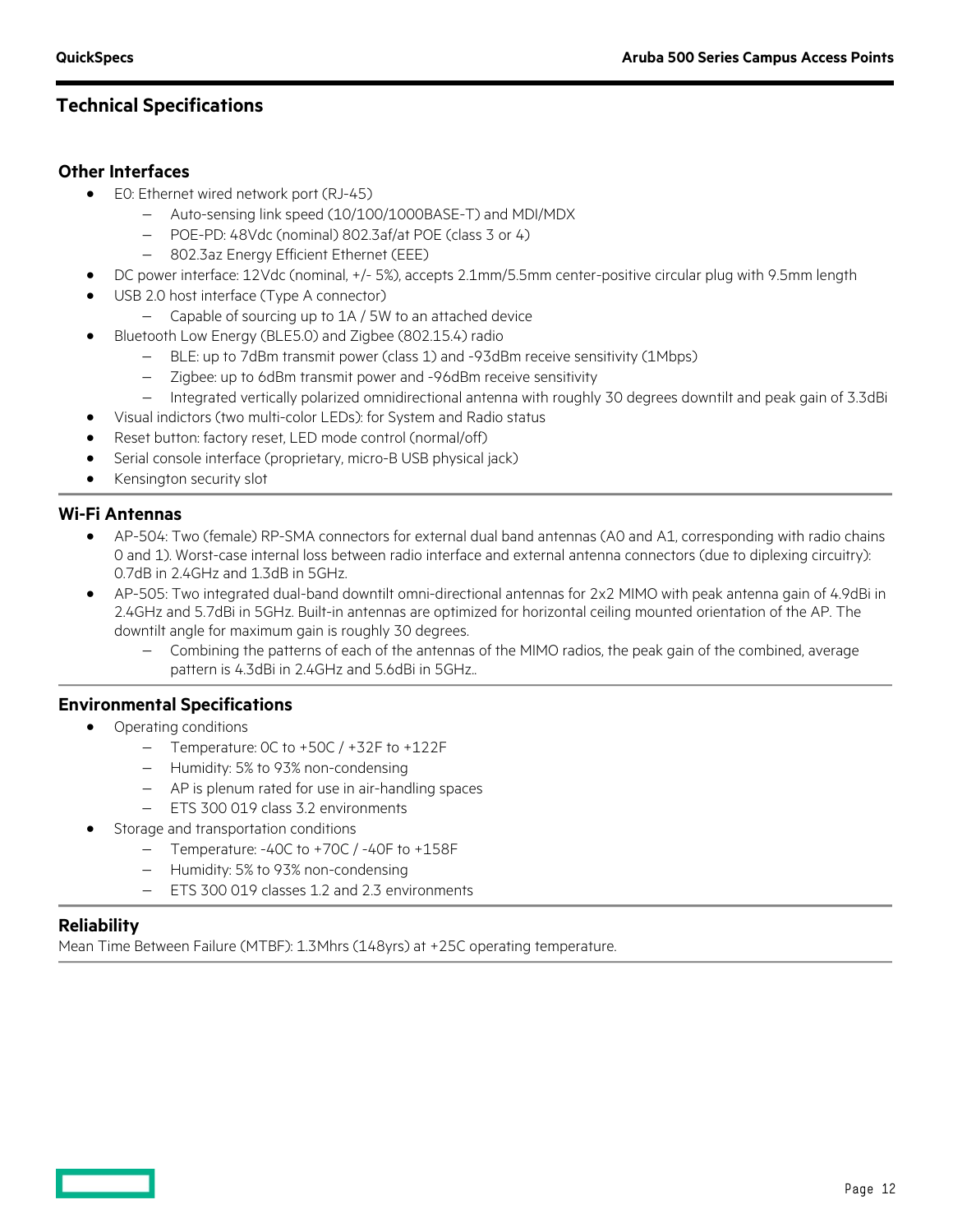## Technical Specifications

### Other Interfaces

- E0: Ethernet wired network port (RJ-45)
  - Auto-sensing link speed (10/100/1000BASE-T) and MDI/MDX
  - POE-PD: 48Vdc (nominal) 802.3af/at POE (class 3 or 4)
  - 802.3az Energy Efficient Ethernet (EEE)
- DC power interface: 12Vdc (nominal, +/- 5%), accepts 2.1mm/5.5mm center-positive circular plug with 9.5mm length
- USB 2.0 host interface (Type A connector)
  - Capable of sourcing up to 1A / 5W to an attached device
- Bluetooth Low Energy (BLE5.0) and Zigbee (802.15.4) radio
  - BLE: up to 7dBm transmit power (class 1) and -93dBm receive sensitivity (1Mbps)
  - Zigbee: up to 6dBm transmit power and -96dBm receive sensitivity
  - Integrated vertically polarized omnidirectional antenna with roughly 30 degrees downtilt and peak gain of 3.3dBi
- Visual indictors (two multi-color LEDs): for System and Radio status
- Reset button: factory reset, LED mode control (normal/off)
- Serial console interface (proprietary, micro-B USB physical jack)
- Kensington security slot

### Wi-Fi Antennas

- AP-504: Two (female) RP-SMA connectors for external dual band antennas (A0 and A1, corresponding with radio chains 0 and 1). Worst-case internal loss between radio interface and external antenna connectors (due to diplexing circuitry): 0.7dB in 2.4GHz and 1.3dB in 5GHz.
- AP-505: Two integrated dual-band downtilt omni-directional antennas for 2x2 MIMO with peak antenna gain of 4.9dBi in 2.4GHz and 5.7dBi in 5GHz. Built-in antennas are optimized for horizontal ceiling mounted orientation of the AP. The downtilt angle for maximum gain is roughly 30 degrees.
  - Combining the patterns of each of the antennas of the MIMO radios, the peak gain of the combined, average pattern is 4.3dBi in 2.4GHz and 5.6dBi in 5GHz..

### Environmental Specifications

- Operating conditions
  - Temperature: 0C to +50C / +32F to +122F
  - Humidity: 5% to 93% non-condensing
  - AP is plenum rated for use in air-handling spaces
  - ETS 300 019 class 3.2 environments
- Storage and transportation conditions
  - Temperature: -40C to +70C / -40F to +158F
  - Humidity: 5% to 93% non-condensing
  - ETS 300 019 classes 1.2 and 2.3 environments

### Reliability

Mean Time Between Failure (MTBF): 1.3Mhrs (148yrs) at +25C operating temperature.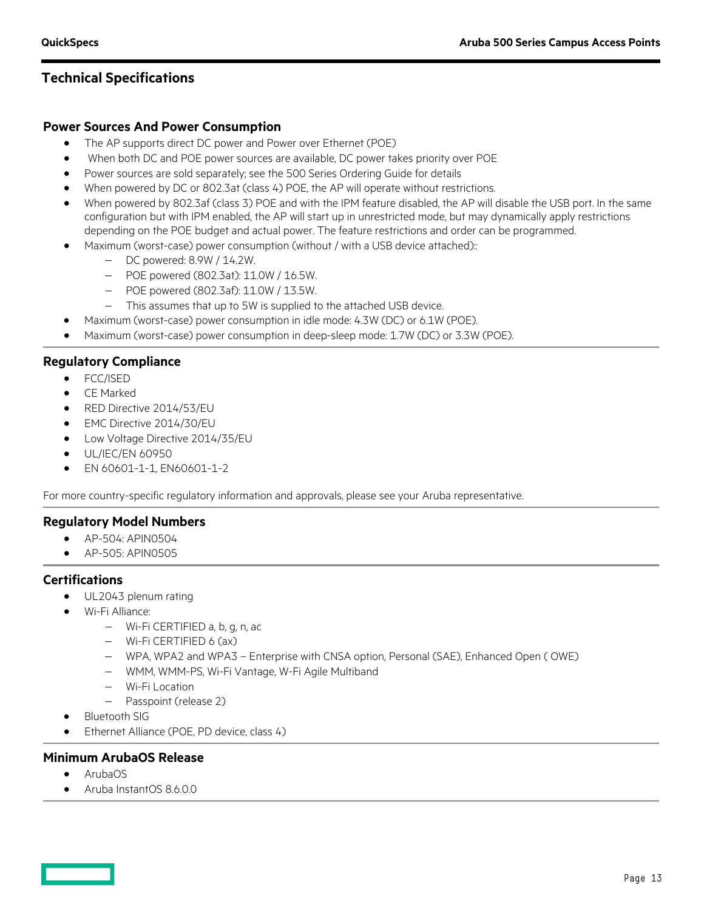## Technical Specifications

### Power Sources And Power Consumption

- The AP supports direct DC power and Power over Ethernet (POE)
- When both DC and POE power sources are available, DC power takes priority over POE
- Power sources are sold separately; see the 500 Series Ordering Guide for details
- When powered by DC or 802.3at (class 4) POE, the AP will operate without restrictions.
- When powered by 802.3af (class 3) POE and with the IPM feature disabled, the AP will disable the USB port. In the same configuration but with IPM enabled, the AP will start up in unrestricted mode, but may dynamically apply restrictions depending on the POE budget and actual power. The feature restrictions and order can be programmed.
- Maximum (worst-case) power consumption (without / with a USB device attached)::
  - DC powered: 8.9W / 14.2W.
  - POE powered (802.3at): 11.0W / 16.5W.
  - POE powered (802.3af): 11.0W / 13.5W.
  - This assumes that up to 5W is supplied to the attached USB device.
- Maximum (worst-case) power consumption in idle mode: 4.3W (DC) or 6.1W (POE).
- Maximum (worst-case) power consumption in deep-sleep mode: 1.7W (DC) or 3.3W (POE).

### Regulatory Compliance

- FCC/ISED
- CE Marked
- RED Directive 2014/53/EU
- EMC Directive 2014/30/EU
- Low Voltage Directive 2014/35/EU
- UL/IEC/EN 60950
- EN 60601-1-1, EN60601-1-2

For more country-specific regulatory information and approvals, please see your Aruba representative.

### Regulatory Model Numbers

- AP-504: APIN0504
- AP-505: APIN0505

### Certifications

- UL2043 plenum rating
- Wi-Fi Alliance:
  - Wi-Fi CERTIFIED a, b, g, n, ac
  - Wi-Fi CERTIFIED 6 (ax)
  - WPA, WPA2 and WPA3 – Enterprise with CNSA option, Personal (SAE), Enhanced Open ( OWE)
  - WMM, WMM-PS, Wi-Fi Vantage, W-Fi Agile Multiband
  - Wi-Fi Location
  - Passpoint (release 2)
- Bluetooth SIG
- Ethernet Alliance (POE, PD device, class 4)

### Minimum ArubaOS Release

- ArubaOS
- Aruba InstantOS 8.6.0.0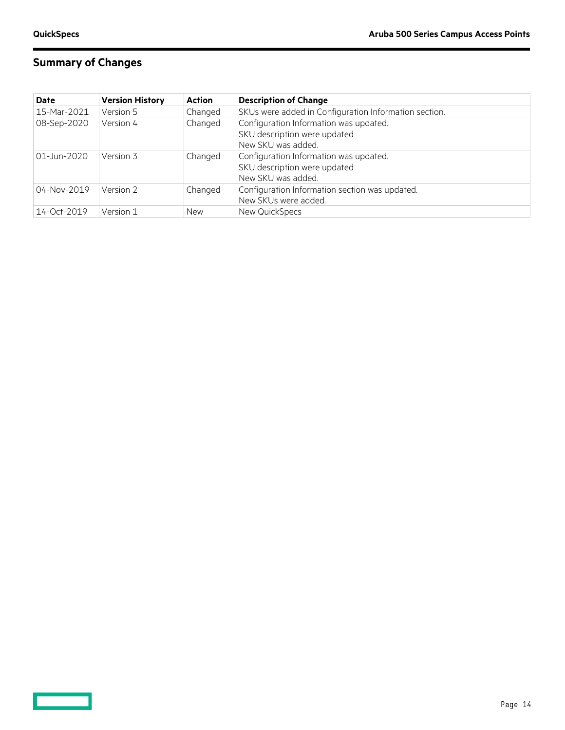## Summary of Changes

| Date | Version History | Action | Description of Change |
|---|---|---|---|
| 15-Mar-2021 | Version 5 | Changed | SKUs were added in Configuration Information section. |
| 08-Sep-2020 | Version 4 | Changed | Configuration Information was updated.<br>SKU description were updated<br>New SKU was added. |
| 01-Jun-2020 | Version 3 | Changed | Configuration Information was updated.<br>SKU description were updated<br>New SKU was added. |
| 04-Nov-2019 | Version 2 | Changed | Configuration Information section was updated.<br>New SKUs were added. |
| 14-Oct-2019 | Version 1 | New | New QuickSpecs |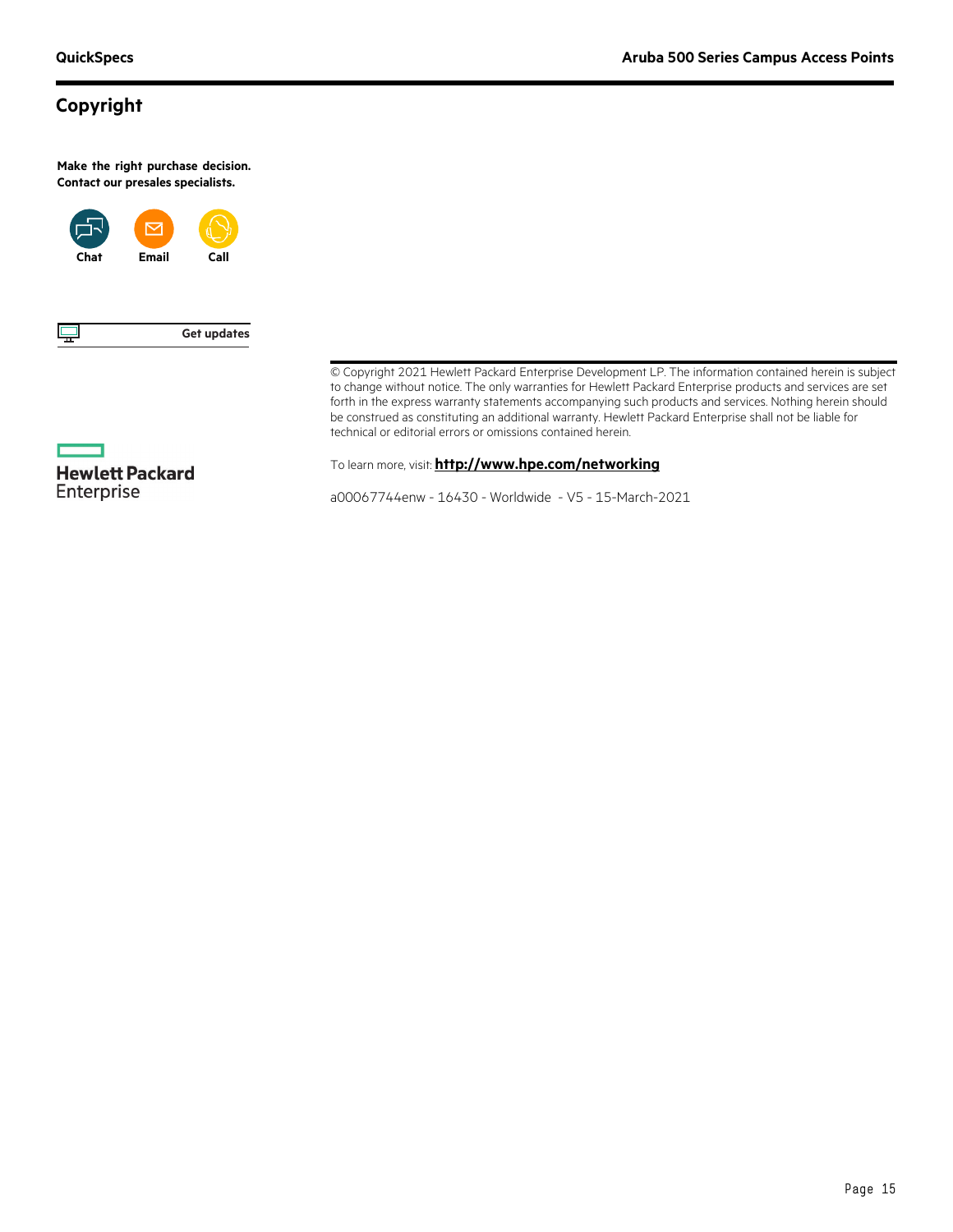## Copyright

**Make the right purchase decision.**
**Contact our presales specialists.**

Chat Email Call

Get updates

Hewlett Packard
Enterprise

© Copyright 2021 Hewlett Packard Enterprise Development LP. The information contained herein is subject to change without notice. The only warranties for Hewlett Packard Enterprise products and services are set forth in the express warranty statements accompanying such products and services. Nothing herein should be construed as constituting an additional warranty. Hewlett Packard Enterprise shall not be liable for technical or editorial errors or omissions contained herein.

To learn more, visit: **http://www.hpe.com/networking**

a00067744enw - 16430 - Worldwide - V5 - 15-March-2021